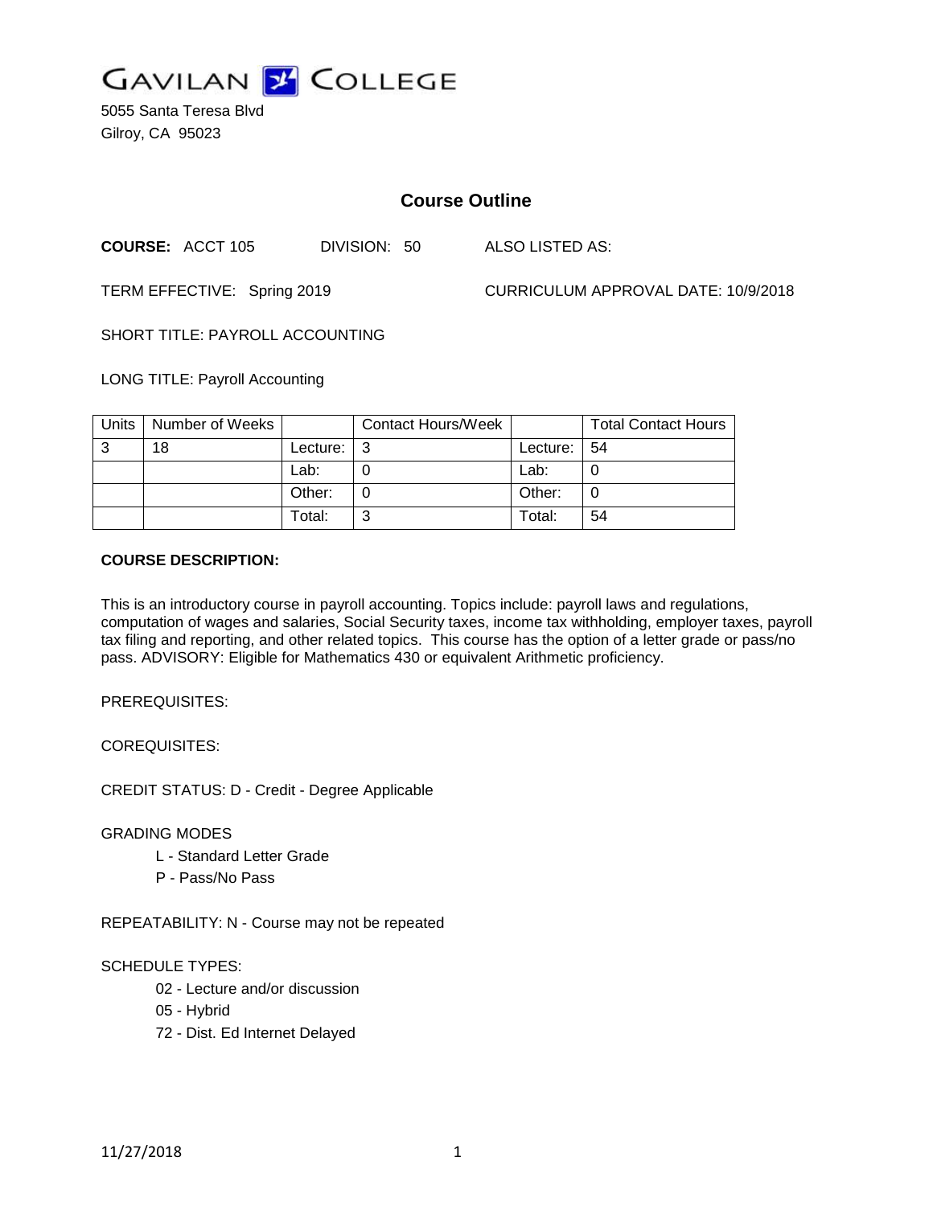# GAVILAN COLLEGE

5055 Santa Teresa Blvd
Gilroy, CA 95023

## Course Outline

**COURSE:** ACCT 105 DIVISION: 50 ALSO LISTED AS:

TERM EFFECTIVE: Spring 2019 CURRICULUM APPROVAL DATE: 10/9/2018

SHORT TITLE: PAYROLL ACCOUNTING

LONG TITLE: Payroll Accounting

| Units | Number of Weeks | | Contact Hours/Week | | Total Contact Hours |
|---|---|---|---|---|---|
| 3 | 18 | Lecture: | 3 | Lecture: | 54 |
| | | Lab: | 0 | Lab: | 0 |
| | | Other: | 0 | Other: | 0 |
| | | Total: | 3 | Total: | 54 |

**COURSE DESCRIPTION:**

This is an introductory course in payroll accounting. Topics include: payroll laws and regulations, computation of wages and salaries, Social Security taxes, income tax withholding, employer taxes, payroll tax filing and reporting, and other related topics. This course has the option of a letter grade or pass/no pass. ADVISORY: Eligible for Mathematics 430 or equivalent Arithmetic proficiency.

PREREQUISITES:

COREQUISITES:

CREDIT STATUS: D - Credit - Degree Applicable

GRADING MODES

- L - Standard Letter Grade
- P - Pass/No Pass

REPEATABILITY: N - Course may not be repeated

SCHEDULE TYPES:

- 02 - Lecture and/or discussion
- 05 - Hybrid
- 72 - Dist. Ed Internet Delayed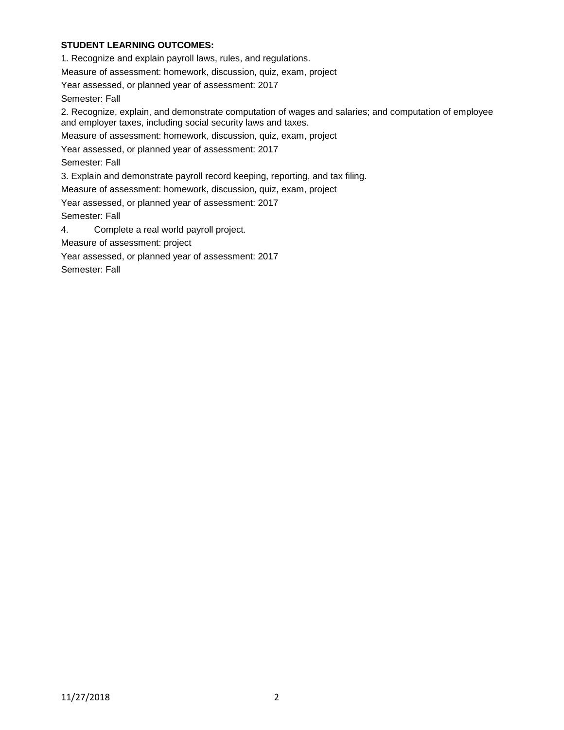**STUDENT LEARNING OUTCOMES:**

1. Recognize and explain payroll laws, rules, and regulations.

Measure of assessment: homework, discussion, quiz, exam, project

Year assessed, or planned year of assessment: 2017

Semester: Fall

2. Recognize, explain, and demonstrate computation of wages and salaries; and computation of employee and employer taxes, including social security laws and taxes.

Measure of assessment: homework, discussion, quiz, exam, project

Year assessed, or planned year of assessment: 2017

Semester: Fall

3. Explain and demonstrate payroll record keeping, reporting, and tax filing.

Measure of assessment: homework, discussion, quiz, exam, project

Year assessed, or planned year of assessment: 2017

Semester: Fall

4. Complete a real world payroll project.

Measure of assessment: project

Year assessed, or planned year of assessment: 2017

Semester: Fall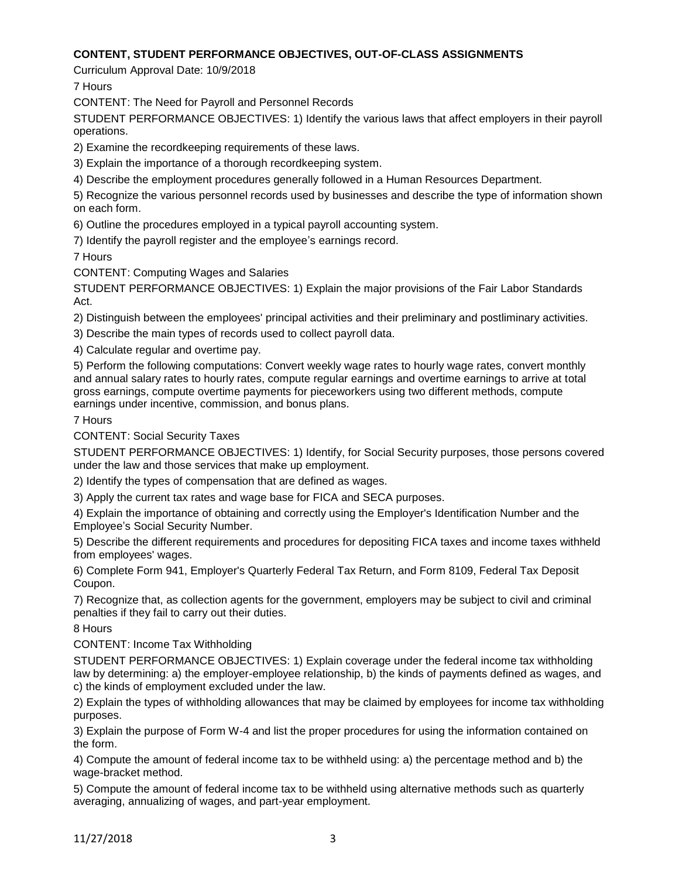**CONTENT, STUDENT PERFORMANCE OBJECTIVES, OUT-OF-CLASS ASSIGNMENTS**

Curriculum Approval Date: 10/9/2018

7 Hours

CONTENT: The Need for Payroll and Personnel Records

STUDENT PERFORMANCE OBJECTIVES: 1) Identify the various laws that affect employers in their payroll operations.

2) Examine the recordkeeping requirements of these laws.

3) Explain the importance of a thorough recordkeeping system.

4) Describe the employment procedures generally followed in a Human Resources Department.

5) Recognize the various personnel records used by businesses and describe the type of information shown on each form.

6) Outline the procedures employed in a typical payroll accounting system.

7) Identify the payroll register and the employee's earnings record.

7 Hours

CONTENT: Computing Wages and Salaries

STUDENT PERFORMANCE OBJECTIVES: 1) Explain the major provisions of the Fair Labor Standards Act.

2) Distinguish between the employees' principal activities and their preliminary and postliminary activities.

3) Describe the main types of records used to collect payroll data.

4) Calculate regular and overtime pay.

5) Perform the following computations: Convert weekly wage rates to hourly wage rates, convert monthly and annual salary rates to hourly rates, compute regular earnings and overtime earnings to arrive at total gross earnings, compute overtime payments for pieceworkers using two different methods, compute earnings under incentive, commission, and bonus plans.

7 Hours

CONTENT: Social Security Taxes

STUDENT PERFORMANCE OBJECTIVES: 1) Identify, for Social Security purposes, those persons covered under the law and those services that make up employment.

2) Identify the types of compensation that are defined as wages.

3) Apply the current tax rates and wage base for FICA and SECA purposes.

4) Explain the importance of obtaining and correctly using the Employer's Identification Number and the Employee's Social Security Number.

5) Describe the different requirements and procedures for depositing FICA taxes and income taxes withheld from employees' wages.

6) Complete Form 941, Employer's Quarterly Federal Tax Return, and Form 8109, Federal Tax Deposit Coupon.

7) Recognize that, as collection agents for the government, employers may be subject to civil and criminal penalties if they fail to carry out their duties.

8 Hours

CONTENT: Income Tax Withholding

STUDENT PERFORMANCE OBJECTIVES: 1) Explain coverage under the federal income tax withholding law by determining: a) the employer-employee relationship, b) the kinds of payments defined as wages, and c) the kinds of employment excluded under the law.

2) Explain the types of withholding allowances that may be claimed by employees for income tax withholding purposes.

3) Explain the purpose of Form W-4 and list the proper procedures for using the information contained on the form.

4) Compute the amount of federal income tax to be withheld using: a) the percentage method and b) the wage-bracket method.

5) Compute the amount of federal income tax to be withheld using alternative methods such as quarterly averaging, annualizing of wages, and part-year employment.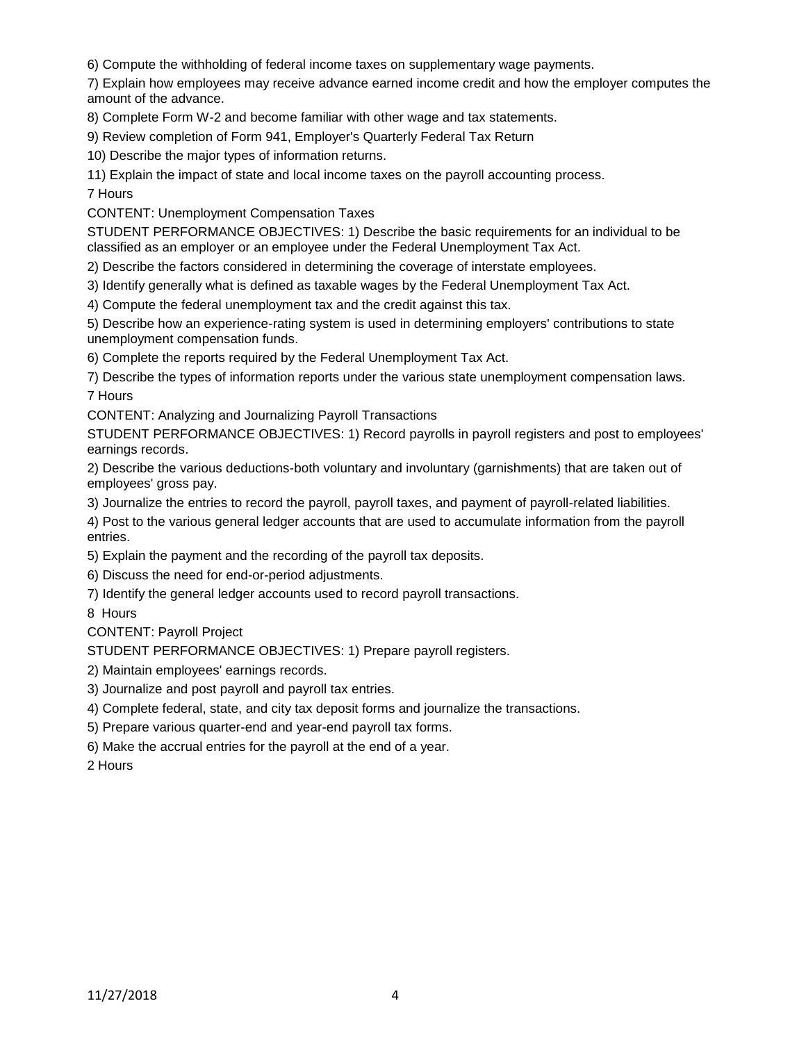6) Compute the withholding of federal income taxes on supplementary wage payments.

7) Explain how employees may receive advance earned income credit and how the employer computes the amount of the advance.

8) Complete Form W-2 and become familiar with other wage and tax statements.

9) Review completion of Form 941, Employer's Quarterly Federal Tax Return

10) Describe the major types of information returns.

11) Explain the impact of state and local income taxes on the payroll accounting process.

7 Hours

CONTENT: Unemployment Compensation Taxes

STUDENT PERFORMANCE OBJECTIVES: 1) Describe the basic requirements for an individual to be classified as an employer or an employee under the Federal Unemployment Tax Act.

2) Describe the factors considered in determining the coverage of interstate employees.

3) Identify generally what is defined as taxable wages by the Federal Unemployment Tax Act.

4) Compute the federal unemployment tax and the credit against this tax.

5) Describe how an experience-rating system is used in determining employers' contributions to state unemployment compensation funds.

6) Complete the reports required by the Federal Unemployment Tax Act.

7) Describe the types of information reports under the various state unemployment compensation laws.

7 Hours

CONTENT: Analyzing and Journalizing Payroll Transactions

STUDENT PERFORMANCE OBJECTIVES: 1) Record payrolls in payroll registers and post to employees' earnings records.

2) Describe the various deductions-both voluntary and involuntary (garnishments) that are taken out of employees' gross pay.

3) Journalize the entries to record the payroll, payroll taxes, and payment of payroll-related liabilities.

4) Post to the various general ledger accounts that are used to accumulate information from the payroll entries.

5) Explain the payment and the recording of the payroll tax deposits.

6) Discuss the need for end-or-period adjustments.

7) Identify the general ledger accounts used to record payroll transactions.

8 Hours

CONTENT: Payroll Project

STUDENT PERFORMANCE OBJECTIVES: 1) Prepare payroll registers.

2) Maintain employees' earnings records.

3) Journalize and post payroll and payroll tax entries.

4) Complete federal, state, and city tax deposit forms and journalize the transactions.

5) Prepare various quarter-end and year-end payroll tax forms.

6) Make the accrual entries for the payroll at the end of a year.

2 Hours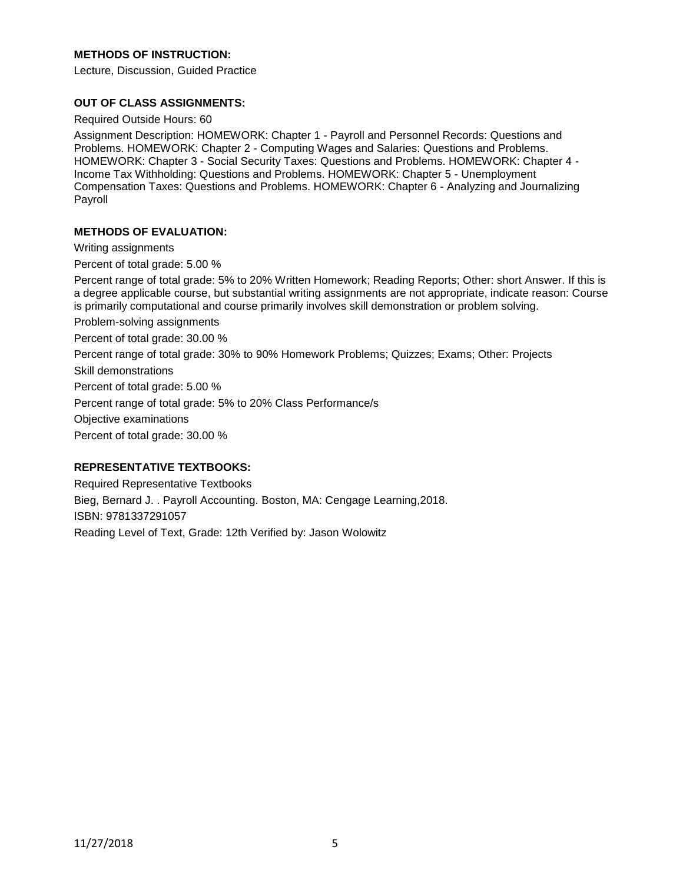## METHODS OF INSTRUCTION:

Lecture, Discussion, Guided Practice

## OUT OF CLASS ASSIGNMENTS:

Required Outside Hours: 60

Assignment Description: HOMEWORK: Chapter 1 - Payroll and Personnel Records: Questions and Problems. HOMEWORK: Chapter 2 - Computing Wages and Salaries: Questions and Problems. HOMEWORK: Chapter 3 - Social Security Taxes: Questions and Problems. HOMEWORK: Chapter 4 - Income Tax Withholding: Questions and Problems. HOMEWORK: Chapter 5 - Unemployment Compensation Taxes: Questions and Problems. HOMEWORK: Chapter 6 - Analyzing and Journalizing Payroll

## METHODS OF EVALUATION:

Writing assignments

Percent of total grade: 5.00 %

Percent range of total grade: 5% to 20% Written Homework; Reading Reports; Other: short Answer. If this is a degree applicable course, but substantial writing assignments are not appropriate, indicate reason: Course is primarily computational and course primarily involves skill demonstration or problem solving.

Problem-solving assignments

Percent of total grade: 30.00 %

Percent range of total grade: 30% to 90% Homework Problems; Quizzes; Exams; Other: Projects

Skill demonstrations

Percent of total grade: 5.00 %

Percent range of total grade: 5% to 20% Class Performance/s

Objective examinations

Percent of total grade: 30.00 %

## REPRESENTATIVE TEXTBOOKS:

Required Representative Textbooks

Bieg, Bernard J. . Payroll Accounting. Boston, MA: Cengage Learning,2018.

ISBN: 9781337291057

Reading Level of Text, Grade: 12th Verified by: Jason Wolowitz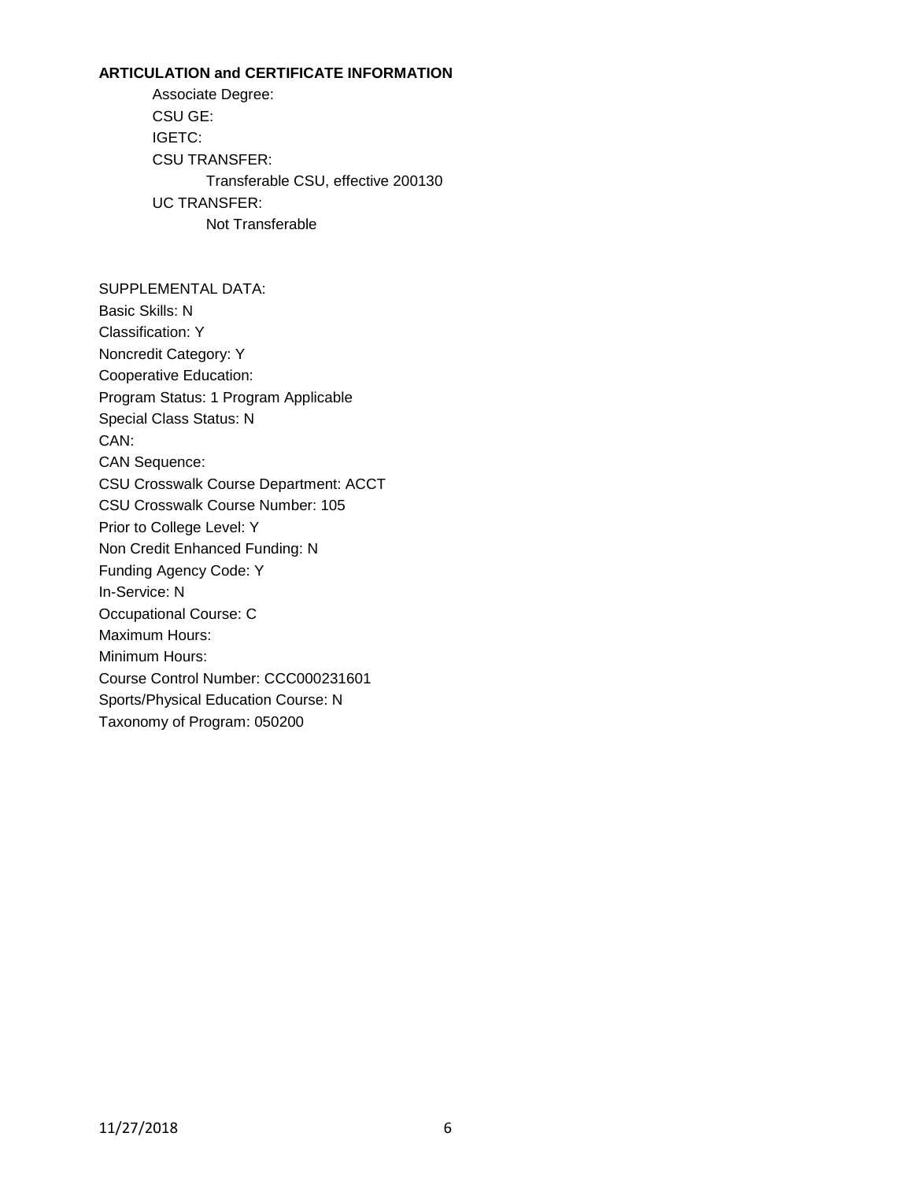**ARTICULATION and CERTIFICATE INFORMATION**

Associate Degree:

CSU GE:

IGETC:

CSU TRANSFER:

Transferable CSU, effective 200130

UC TRANSFER:

Not Transferable

SUPPLEMENTAL DATA:

Basic Skills: N

Classification: Y

Noncredit Category: Y

Cooperative Education:

Program Status: 1 Program Applicable

Special Class Status: N

CAN:

CAN Sequence:

CSU Crosswalk Course Department: ACCT

CSU Crosswalk Course Number: 105

Prior to College Level: Y

Non Credit Enhanced Funding: N

Funding Agency Code: Y

In-Service: N

Occupational Course: C

Maximum Hours:

Minimum Hours:

Course Control Number: CCC000231601

Sports/Physical Education Course: N

Taxonomy of Program: 050200